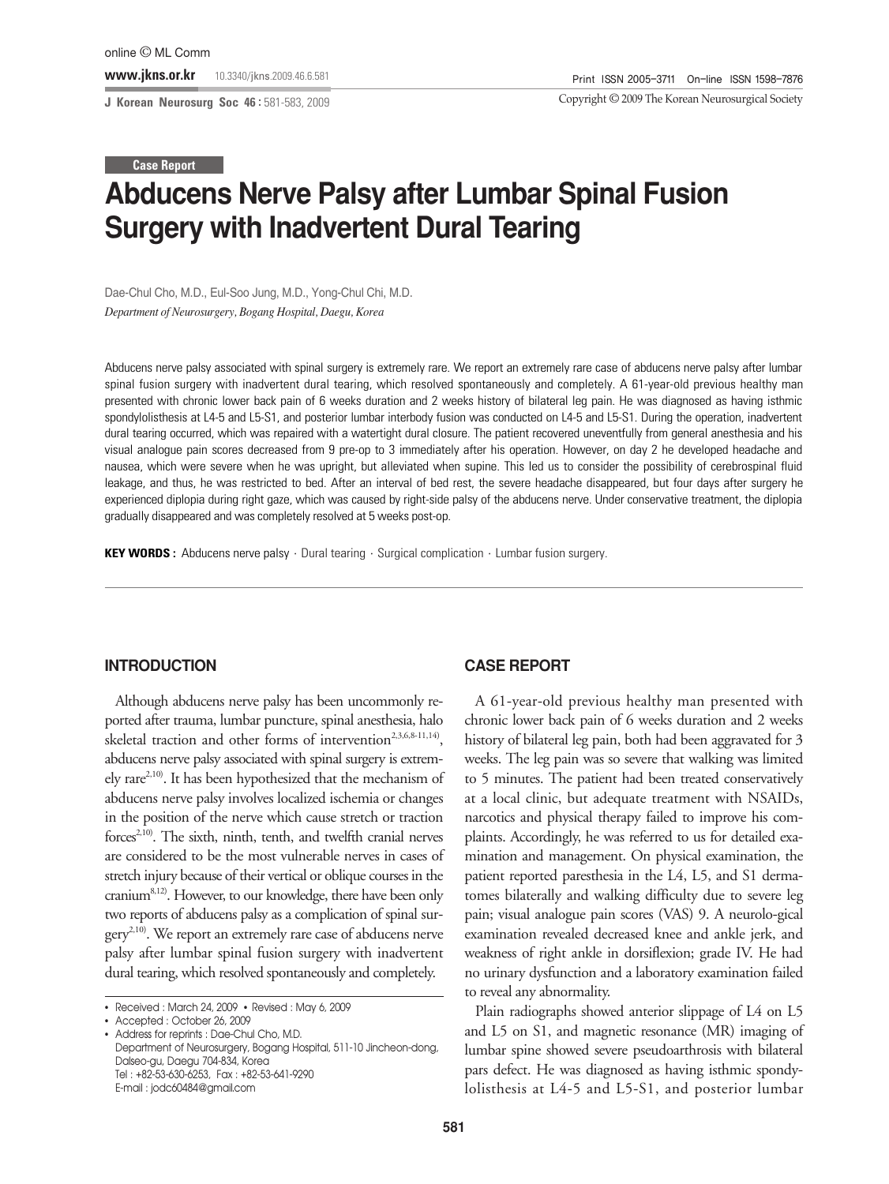Case Report

# Abducens Nerve Palsy after Lumbar Spinal Fusion Surgery with Inadvertent Dural Tearing

Dae-Chul Cho, M.D., Eul-Soo Jung, M.D., Yong-Chul Chi, M.D.

*Department of Neurosurgery, Bogang Hospital, Daegu, Korea*

Abducens nerve palsy associated with spinal surgery is extremely rare. We report an extremely rare case of abducens nerve palsy after lumbar spinal fusion surgery with inadvertent dural tearing, which resolved spontaneously and completely. A 61-year-old previous healthy man presented with chronic lower back pain of 6 weeks duration and 2 weeks history of bilateral leg pain. He was diagnosed as having isthmic spondylolisthesis at L4-5 and L5-S1, and posterior lumbar interbody fusion was conducted on L4-5 and L5-S1. During the operation, inadvertent dural tearing occurred, which was repaired with a watertight dural closure. The patient recovered uneventfully from general anesthesia and his visual analogue pain scores decreased from 9 pre-op to 3 immediately after his operation. However, on day 2 he developed headache and nausea, which were severe when he was upright, but alleviated when supine. This led us to consider the possibility of cerebrospinal fluid leakage, and thus, he was restricted to bed. After an interval of bed rest, the severe headache disappeared, but four days after surgery he experienced diplopia during right gaze, which was caused by right-side palsy of the abducens nerve. Under conservative treatment, the diplopia gradually disappeared and was completely resolved at 5 weeks post-op.

**KEY WORDS :** Abducens nerve palsy · Dural tearing · Surgical complication · Lumbar fusion surgery.

## INTRODUCTION

Although abducens nerve palsy has been uncommonly reported after trauma, lumbar puncture, spinal anesthesia, halo skeletal traction and other forms of intervention[2,3,6,8-11,14], abducens nerve palsy associated with spinal surgery is extremely rare[2,10]. It has been hypothesized that the mechanism of abducens nerve palsy involves localized ischemia or changes in the position of the nerve which cause stretch or traction forces[2,10]. The sixth, ninth, tenth, and twelfth cranial nerves are considered to be the most vulnerable nerves in cases of stretch injury because of their vertical or oblique courses in the cranium[8,12]. However, to our knowledge, there have been only two reports of abducens palsy as a complication of spinal surgery[2,10]. We report an extremely rare case of abducens nerve palsy after lumbar spinal fusion surgery with inadvertent dural tearing, which resolved spontaneously and completely.

- Received : March 24, 2009 • Revised : May 6, 2009
- Accepted : October 26, 2009
- Address for reprints : Dae-Chul Cho, M.D.
  Department of Neurosurgery, Bogang Hospital, 511-10 Jincheon-dong, Dalseo-gu, Daegu 704-834, Korea
  Tel : +82-53-630-6253, Fax : +82-53-641-9290
  E-mail : jodc60484@gmail.com

## CASE REPORT

A 61-year-old previous healthy man presented with chronic lower back pain of 6 weeks duration and 2 weeks history of bilateral leg pain, both had been aggravated for 3 weeks. The leg pain was so severe that walking was limited to 5 minutes. The patient had been treated conservatively at a local clinic, but adequate treatment with NSAIDs, narcotics and physical therapy failed to improve his complaints. Accordingly, he was referred to us for detailed examination and management. On physical examination, the patient reported paresthesia in the L4, L5, and S1 dermatomes bilaterally and walking difficulty due to severe leg pain; visual analogue pain scores (VAS) 9. A neurological examination revealed decreased knee and ankle jerk, and weakness of right ankle in dorsiflexion; grade IV. He had no urinary dysfunction and a laboratory examination failed to reveal any abnormality.

Plain radiographs showed anterior slippage of L4 on L5 and L5 on S1, and magnetic resonance (MR) imaging of lumbar spine showed severe pseudoarthrosis with bilateral pars defect. He was diagnosed as having isthmic spondylolisthesis at L4-5 and L5-S1, and posterior lumbar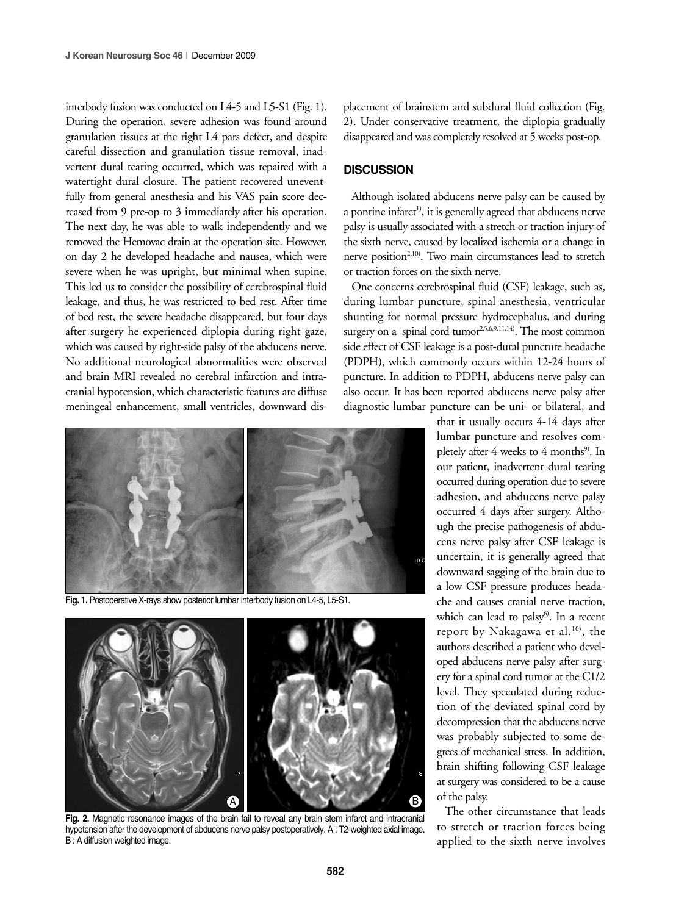interbody fusion was conducted on L4-5 and L5-S1 (Fig. 1). During the operation, severe adhesion was found around granulation tissues at the right L4 pars defect, and despite careful dissection and granulation tissue removal, inadvertent dural tearing occurred, which was repaired with a watertight dural closure. The patient recovered uneventfully from general anesthesia and his VAS pain score decreased from 9 pre-op to 3 immediately after his operation. The next day, he was able to walk independently and we removed the Hemovac drain at the operation site. However, on day 2 he developed headache and nausea, which were severe when he was upright, but minimal when supine. This led us to consider the possibility of cerebrospinal fluid leakage, and thus, he was restricted to bed rest. After time of bed rest, the severe headache disappeared, but four days after surgery he experienced diplopia during right gaze, which was caused by right-side palsy of the abducens nerve. No additional neurological abnormalities were observed and brain MRI revealed no cerebral infarction and intracranial hypotension, which characteristic features are diffuse meningeal enhancement, small ventricles, downward displacement of brainstem and subdural fluid collection (Fig. 2). Under conservative treatment, the diplopia gradually disappeared and was completely resolved at 5 weeks post-op.

Fig. 1. Postoperative X-rays show posterior lumbar interbody fusion on L4-5, L5-S1.

Fig. 2. Magnetic resonance images of the brain fail to reveal any brain stem infarct and intracranial hypotension after the development of abducens nerve palsy postoperatively. A : T2-weighted axial image. B : A diffusion weighted image.

## DISCUSSION

Although isolated abducens nerve palsy can be caused by a pontine infarct[1], it is generally agreed that abducens nerve palsy is usually associated with a stretch or traction injury of the sixth nerve, caused by localized ischemia or a change in nerve position[2,10]. Two main circumstances lead to stretch or traction forces on the sixth nerve.

One concerns cerebrospinal fluid (CSF) leakage, such as, during lumbar puncture, spinal anesthesia, ventricular shunting for normal pressure hydrocephalus, and during surgery on a spinal cord tumor[2,5,6,9,11,14]. The most common side effect of CSF leakage is a post-dural puncture headache (PDPH), which commonly occurs within 12-24 hours of puncture. In addition to PDPH, abducens nerve palsy can also occur. It has been reported abducens nerve palsy after diagnostic lumbar puncture can be uni- or bilateral, and that it usually occurs 4-14 days after lumbar puncture and resolves completely after 4 weeks to 4 months[9]. In our patient, inadvertent dural tearing occurred during operation due to severe adhesion, and abducens nerve palsy occurred 4 days after surgery. Although the precise pathogenesis of abducens nerve palsy after CSF leakage is uncertain, it is generally agreed that downward sagging of the brain due to a low CSF pressure produces headache and causes cranial nerve traction, which can lead to palsy[6]. In a recent report by Nakagawa et al.[10], the authors described a patient who developed abducens nerve palsy after surgery for a spinal cord tumor at the C1/2 level. They speculated during reduction of the deviated spinal cord by decompression that the abducens nerve was probably subjected to some degrees of mechanical stress. In addition, brain shifting following CSF leakage at surgery was considered to be a cause of the palsy.

The other circumstance that leads to stretch or traction forces being applied to the sixth nerve involves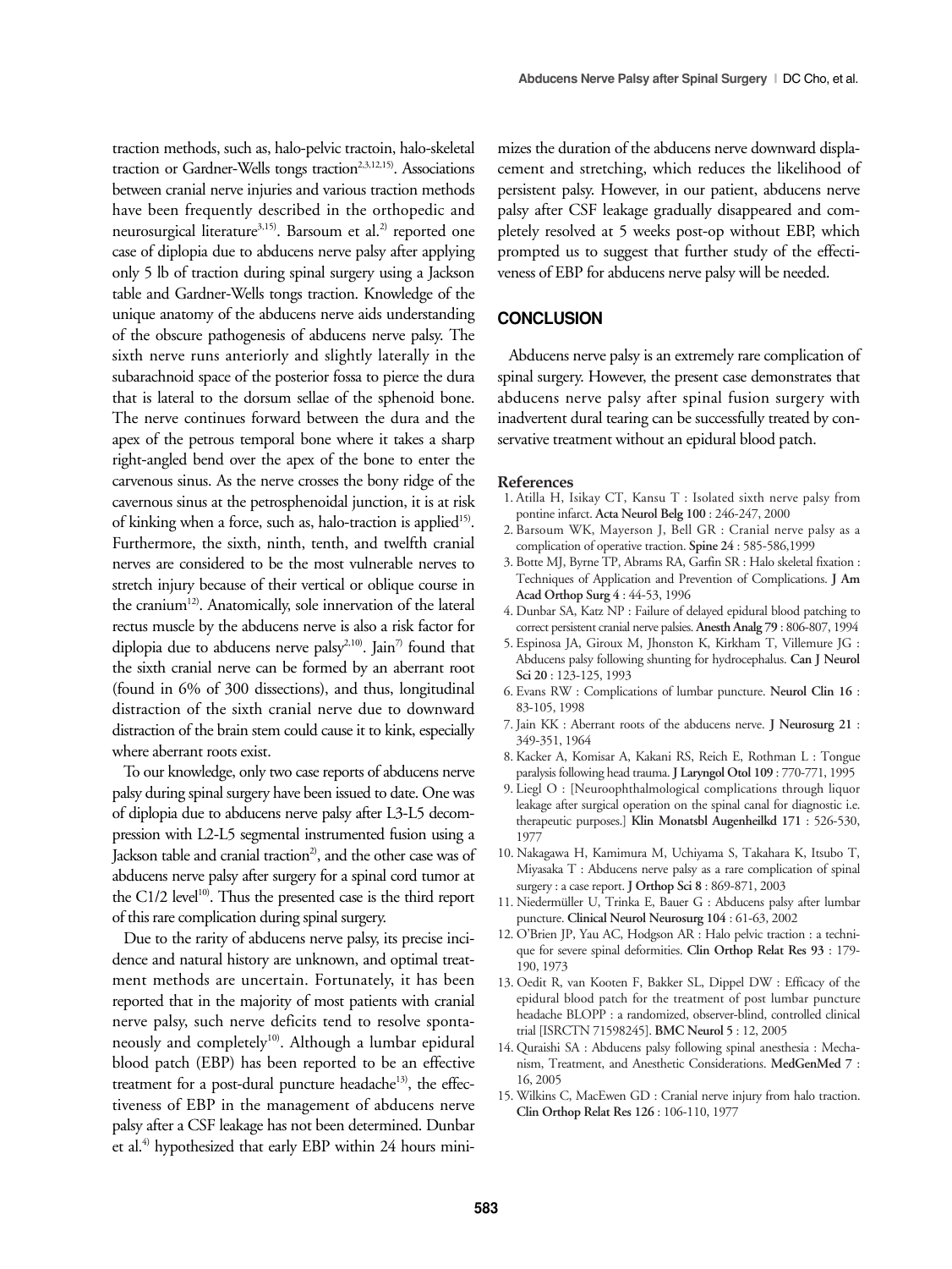traction methods, such as, halo-pelvic tractoin, halo-skeletal traction or Gardner-Wells tongs traction[2,3,12,15]. Associations between cranial nerve injuries and various traction methods have been frequently described in the orthopedic and neurosurgical literature[3,15]. Barsoum et al.[2] reported one case of diplopia due to abducens nerve palsy after applying only 5 lb of traction during spinal surgery using a Jackson table and Gardner-Wells tongs traction. Knowledge of the unique anatomy of the abducens nerve aids understanding of the obscure pathogenesis of abducens nerve palsy. The sixth nerve runs anteriorly and slightly laterally in the subarachnoid space of the posterior fossa to pierce the dura that is lateral to the dorsum sellae of the sphenoid bone. The nerve continues forward between the dura and the apex of the petrous temporal bone where it takes a sharp right-angled bend over the apex of the bone to enter the carvenous sinus. As the nerve crosses the bony ridge of the cavernous sinus at the petrosphenoidal junction, it is at risk of kinking when a force, such as, halo-traction is applied[15]. Furthermore, the sixth, ninth, tenth, and twelfth cranial nerves are considered to be the most vulnerable nerves to stretch injury because of their vertical or oblique course in the cranium[12]. Anatomically, sole innervation of the lateral rectus muscle by the abducens nerve is also a risk factor for diplopia due to abducens nerve palsy[2,10]. Jain[7] found that the sixth cranial nerve can be formed by an aberrant root (found in 6% of 300 dissections), and thus, longitudinal distraction of the sixth cranial nerve due to downward distraction of the brain stem could cause it to kink, especially where aberrant roots exist.

To our knowledge, only two case reports of abducens nerve palsy during spinal surgery have been issued to date. One was of diplopia due to abducens nerve palsy after L3-L5 decompression with L2-L5 segmental instrumented fusion using a Jackson table and cranial traction[2], and the other case was of abducens nerve palsy after surgery for a spinal cord tumor at the C1/2 level[10]. Thus the presented case is the third report of this rare complication during spinal surgery.

Due to the rarity of abducens nerve palsy, its precise incidence and natural history are unknown, and optimal treatment methods are uncertain. Fortunately, it has been reported that in the majority of most patients with cranial nerve palsy, such nerve deficits tend to resolve spontaneously and completely[10]. Although a lumbar epidural blood patch (EBP) has been reported to be an effective treatment for a post-dural puncture headache[13], the effectiveness of EBP in the management of abducens nerve palsy after a CSF leakage has not been determined. Dunbar et al.[4] hypothesized that early EBP within 24 hours minimizes the duration of the abducens nerve downward displacement and stretching, which reduces the likelihood of persistent palsy. However, in our patient, abducens nerve palsy after CSF leakage gradually disappeared and completely resolved at 5 weeks post-op without EBP, which prompted us to suggest that further study of the effectiveness of EBP for abducens nerve palsy will be needed.

## CONCLUSION

Abducens nerve palsy is an extremely rare complication of spinal surgery. However, the present case demonstrates that abducens nerve palsy after spinal fusion surgery with inadvertent dural tearing can be successfully treated by conservative treatment without an epidural blood patch.

### References

1. Atilla H, Isikay CT, Kansu T : Isolated sixth nerve palsy from pontine infarct. **Acta Neurol Belg 100** : 246-247, 2000
2. Barsoum WK, Mayerson J, Bell GR : Cranial nerve palsy as a complication of operative traction. **Spine 24** : 585-586,1999
3. Botte MJ, Byrne TP, Abrams RA, Garfin SR : Halo skeletal fixation : Techniques of Application and Prevention of Complications. **J Am Acad Orthop Surg 4** : 44-53, 1996
4. Dunbar SA, Katz NP : Failure of delayed epidural blood patching to correct persistent cranial nerve palsies. **Anesth Analg 79** : 806-807, 1994
5. Espinosa JA, Giroux M, Jhonston K, Kirkham T, Villemure JG : Abducens palsy following shunting for hydrocephalus. **Can J Neurol Sci 20** : 123-125, 1993
6. Evans RW : Complications of lumbar puncture. **Neurol Clin 16** : 83-105, 1998
7. Jain KK : Aberrant roots of the abducens nerve. **J Neurosurg 21** : 349-351, 1964
8. Kacker A, Komisar A, Kakani RS, Reich E, Rothman L : Tongue paralysis following head trauma. **J Laryngol Otol 109** : 770-771, 1995
9. Liegl O : [Neuroophthalmological complications through liquor leakage after surgical operation on the spinal canal for diagnostic i.e. therapeutic purposes.] **Klin Monatsbl Augenheilkd 171** : 526-530, 1977
10. Nakagawa H, Kamimura M, Uchiyama S, Takahara K, Itsubo T, Miyasaka T : Abducens nerve palsy as a rare complication of spinal surgery : a case report. **J Orthop Sci 8** : 869-871, 2003
11. Niedermüller U, Trinka E, Bauer G : Abducens palsy after lumbar puncture. **Clinical Neurol Neurosurg 104** : 61-63, 2002
12. O'Brien JP, Yau AC, Hodgson AR : Halo pelvic traction : a technique for severe spinal deformities. **Clin Orthop Relat Res 93** : 179-190, 1973
13. Oedit R, van Kooten F, Bakker SL, Dippel DW : Efficacy of the epidural blood patch for the treatment of post lumbar puncture headache BLOPP : a randomized, observer-blind, controlled clinical trial [ISRCTN 71598245]. **BMC Neurol 5** : 12, 2005
14. Quraishi SA : Abducens palsy following spinal anesthesia : Mechanism, Treatment, and Anesthetic Considerations. **MedGenMed 7** : 16, 2005
15. Wilkins C, MacEwen GD : Cranial nerve injury from halo traction. **Clin Orthop Relat Res 126** : 106-110, 1977